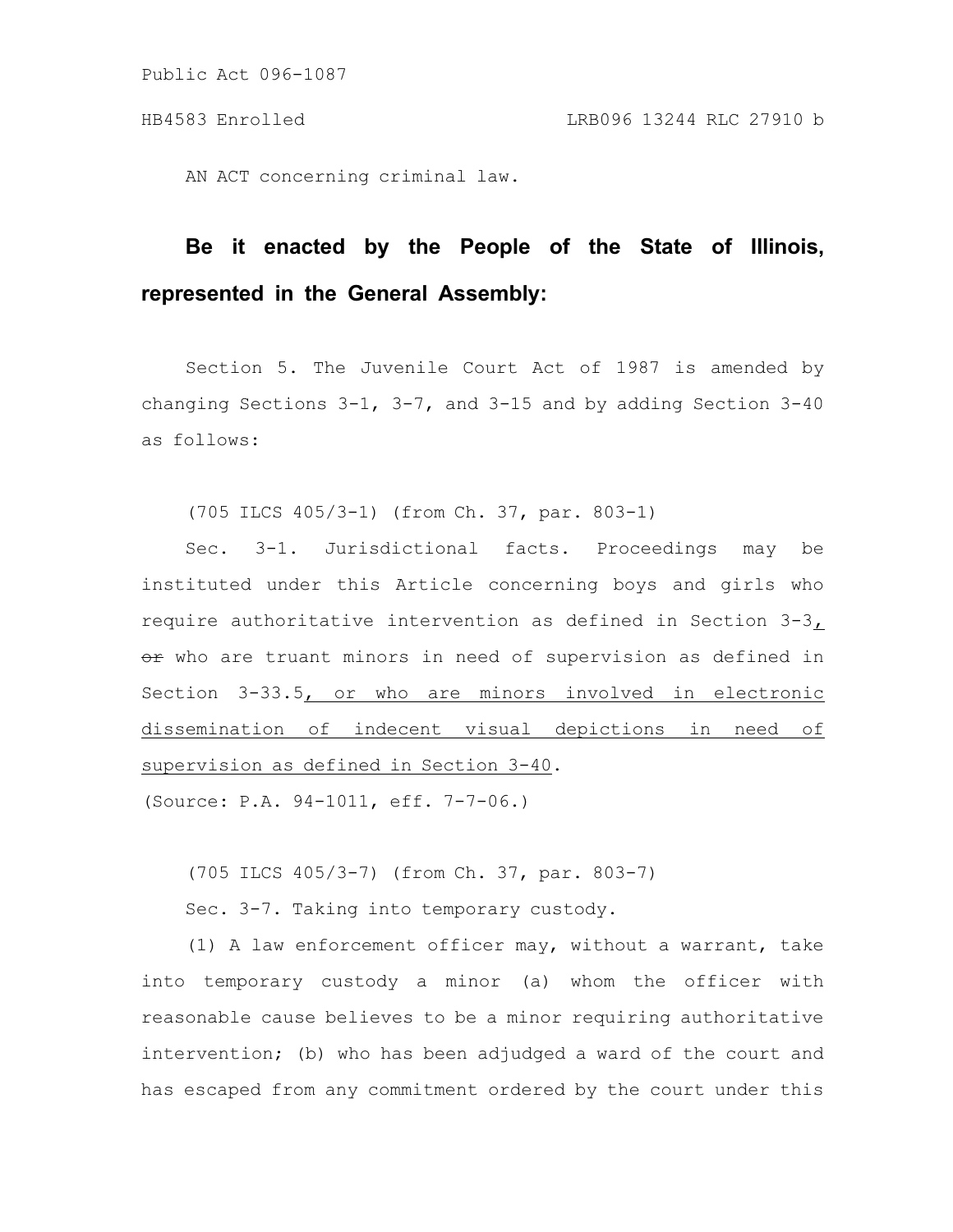Public Act 096-1087

HB4583 Enrolled LRB096 13244 RLC 27910 b

AN ACT concerning criminal law.

**Be it enacted by the People of the State of Illinois, represented in the General Assembly:**

Section 5. The Juvenile Court Act of 1987 is amended by changing Sections 3-1, 3-7, and 3-15 and by adding Section 3-40 as follows:

(705 ILCS 405/3-1) (from Ch. 37, par. 803-1)

Sec. 3-1. Jurisdictional facts. Proceedings may be instituted under this Article concerning boys and girls who require authoritative intervention as defined in Section 3-3, ~~or~~ who are truant minors in need of supervision as defined in Section 3-33.5, or who are minors involved in electronic dissemination of indecent visual depictions in need of supervision as defined in Section 3-40.

(Source: P.A. 94-1011, eff. 7-7-06.)

(705 ILCS 405/3-7) (from Ch. 37, par. 803-7)

Sec. 3-7. Taking into temporary custody.

(1) A law enforcement officer may, without a warrant, take into temporary custody a minor (a) whom the officer with reasonable cause believes to be a minor requiring authoritative intervention; (b) who has been adjudged a ward of the court and has escaped from any commitment ordered by the court under this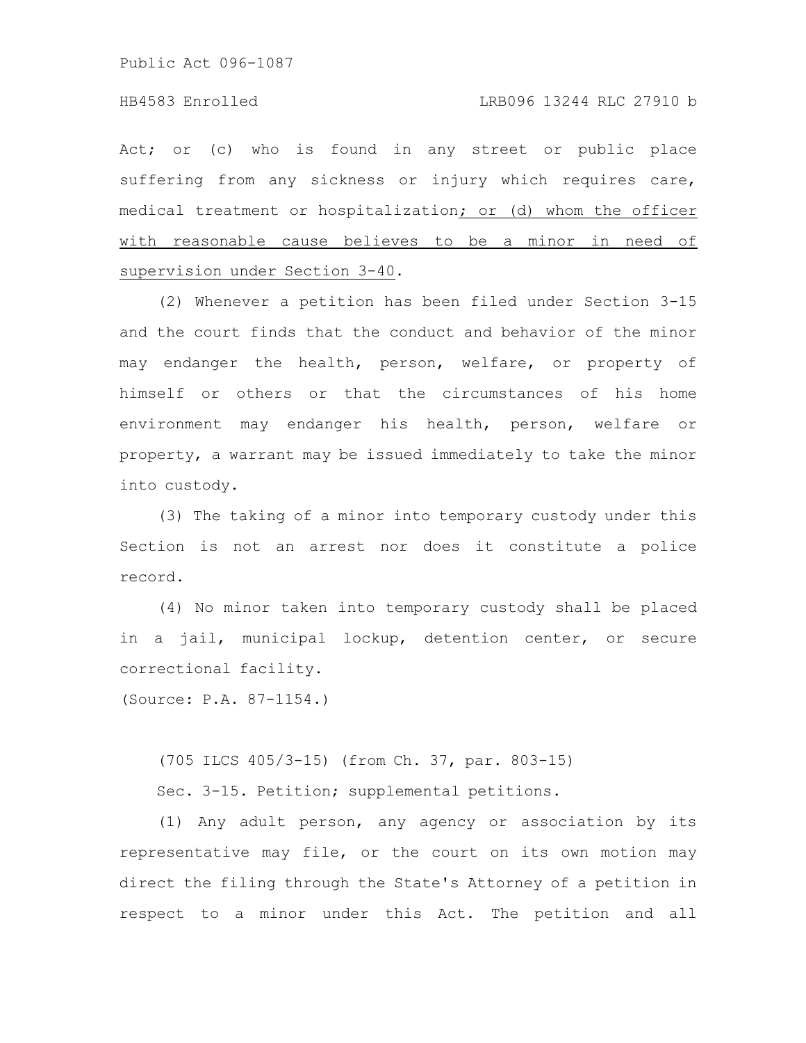Act; or (c) who is found in any street or public place suffering from any sickness or injury which requires care, medical treatment or hospitalization; or (d) whom the officer with reasonable cause believes to be a minor in need of supervision under Section 3-40.

(2) Whenever a petition has been filed under Section 3-15 and the court finds that the conduct and behavior of the minor may endanger the health, person, welfare, or property of himself or others or that the circumstances of his home environment may endanger his health, person, welfare or property, a warrant may be issued immediately to take the minor into custody.

(3) The taking of a minor into temporary custody under this Section is not an arrest nor does it constitute a police record.

(4) No minor taken into temporary custody shall be placed in a jail, municipal lockup, detention center, or secure correctional facility.

(Source: P.A. 87-1154.)

(705 ILCS 405/3-15) (from Ch. 37, par. 803-15)

Sec. 3-15. Petition; supplemental petitions.

(1) Any adult person, any agency or association by its representative may file, or the court on its own motion may direct the filing through the State's Attorney of a petition in respect to a minor under this Act. The petition and all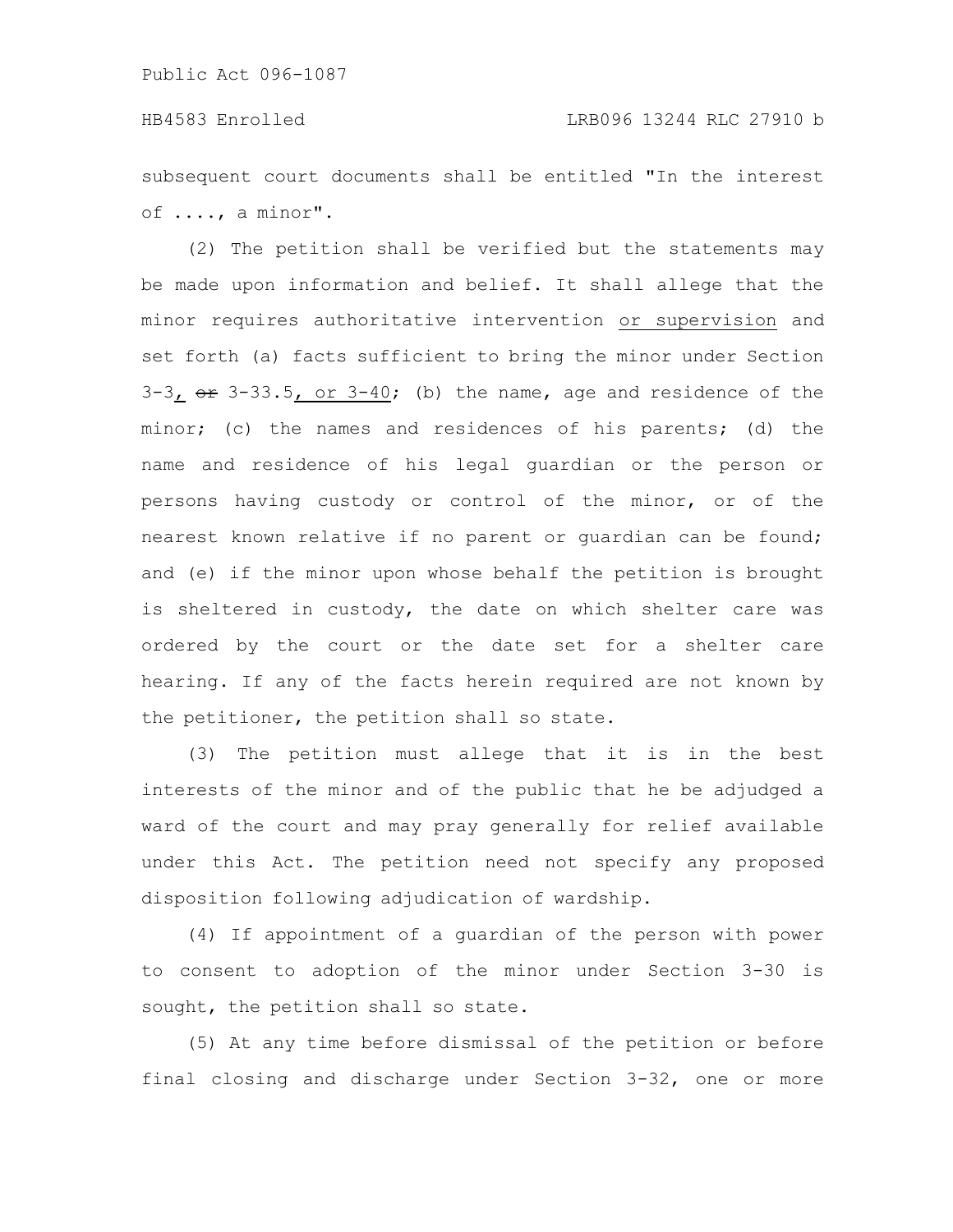subsequent court documents shall be entitled "In the interest of ...., a minor".

(2) The petition shall be verified but the statements may be made upon information and belief. It shall allege that the minor requires authoritative intervention <u>or supervision</u> and set forth (a) facts sufficient to bring the minor under Section 3-3<u>,</u> ~~or~~ 3-33.5<u>, or 3-40</u>; (b) the name, age and residence of the minor; (c) the names and residences of his parents; (d) the name and residence of his legal guardian or the person or persons having custody or control of the minor, or of the nearest known relative if no parent or guardian can be found; and (e) if the minor upon whose behalf the petition is brought is sheltered in custody, the date on which shelter care was ordered by the court or the date set for a shelter care hearing. If any of the facts herein required are not known by the petitioner, the petition shall so state.

(3) The petition must allege that it is in the best interests of the minor and of the public that he be adjudged a ward of the court and may pray generally for relief available under this Act. The petition need not specify any proposed disposition following adjudication of wardship.

(4) If appointment of a guardian of the person with power to consent to adoption of the minor under Section 3-30 is sought, the petition shall so state.

(5) At any time before dismissal of the petition or before final closing and discharge under Section 3-32, one or more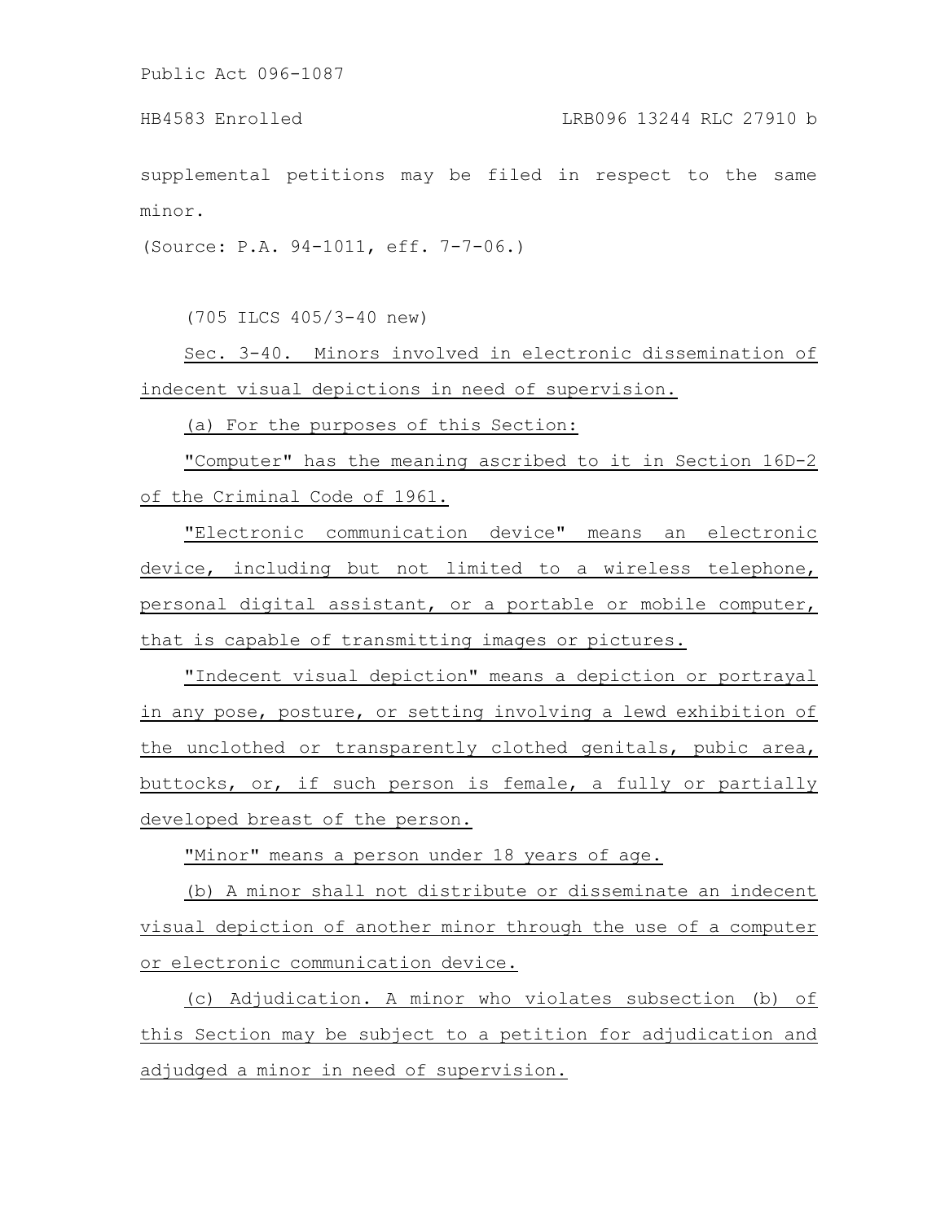supplemental petitions may be filed in respect to the same minor.

(Source: P.A. 94-1011, eff. 7-7-06.)

(705 ILCS 405/3-40 new)

Sec. 3-40. Minors involved in electronic dissemination of indecent visual depictions in need of supervision.

(a) For the purposes of this Section:

"Computer" has the meaning ascribed to it in Section 16D-2 of the Criminal Code of 1961.

"Electronic communication device" means an electronic device, including but not limited to a wireless telephone, personal digital assistant, or a portable or mobile computer, that is capable of transmitting images or pictures.

"Indecent visual depiction" means a depiction or portrayal in any pose, posture, or setting involving a lewd exhibition of the unclothed or transparently clothed genitals, pubic area, buttocks, or, if such person is female, a fully or partially developed breast of the person.

"Minor" means a person under 18 years of age.

(b) A minor shall not distribute or disseminate an indecent visual depiction of another minor through the use of a computer or electronic communication device.

(c) Adjudication. A minor who violates subsection (b) of this Section may be subject to a petition for adjudication and adjudged a minor in need of supervision.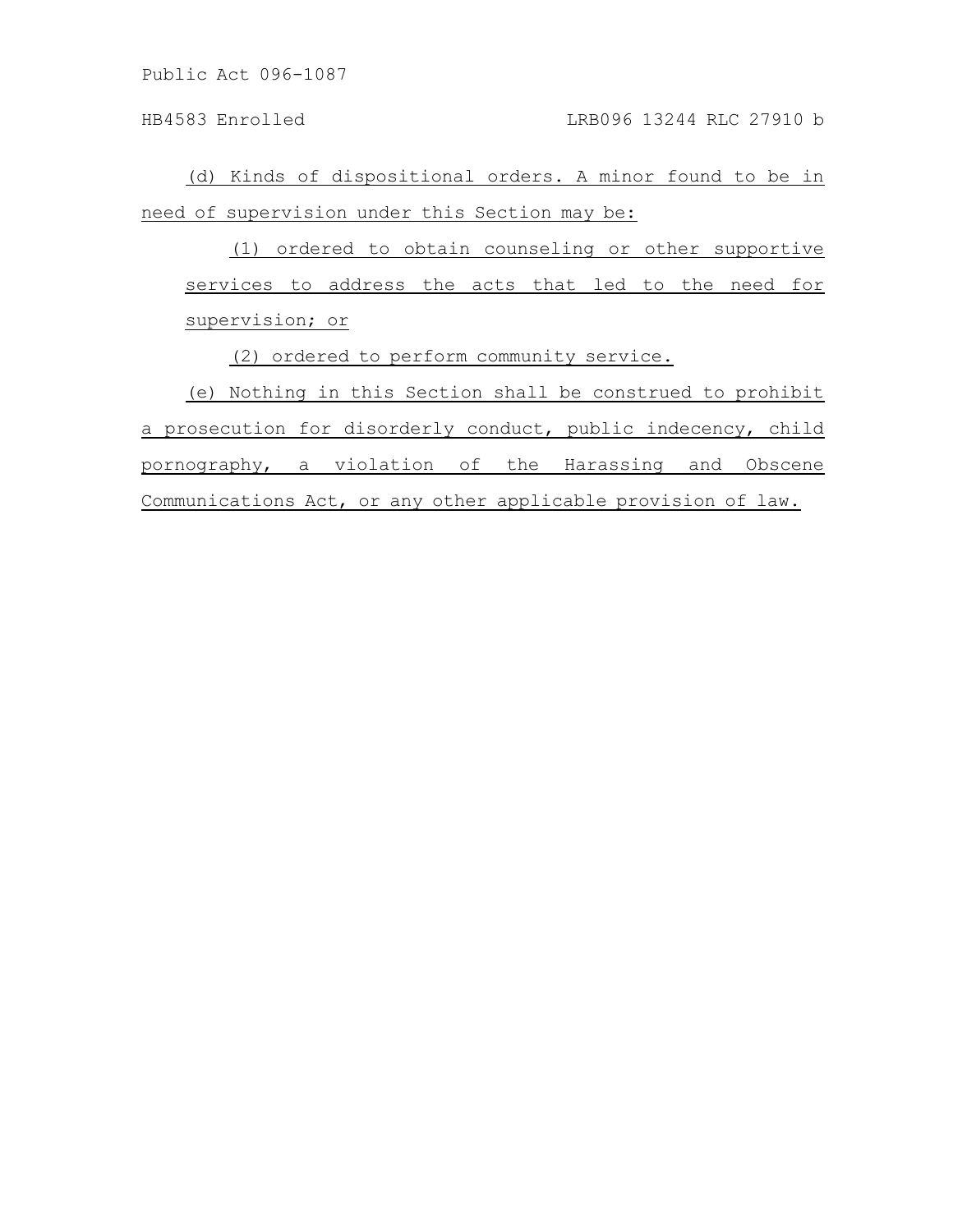(d) Kinds of dispositional orders. A minor found to be in need of supervision under this Section may be:

(1) ordered to obtain counseling or other supportive services to address the acts that led to the need for supervision; or

(2) ordered to perform community service.

(e) Nothing in this Section shall be construed to prohibit a prosecution for disorderly conduct, public indecency, child pornography, a violation of the Harassing and Obscene Communications Act, or any other applicable provision of law.